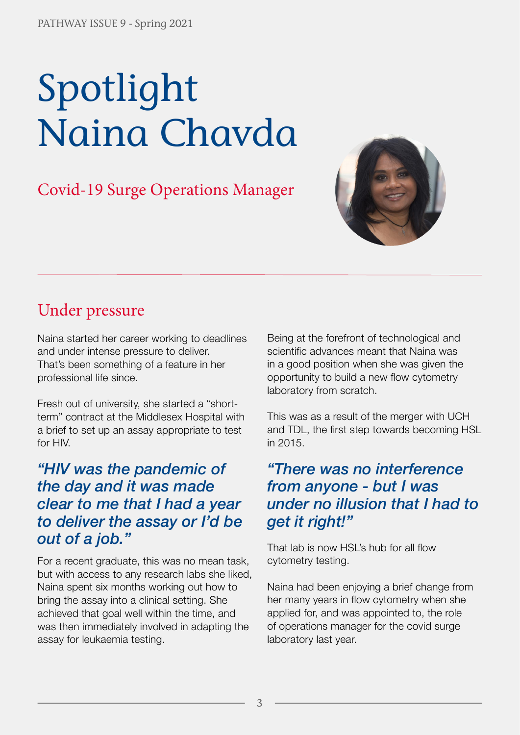# Spotlight Naina Chavda

## Covid-19 Surge Operations Manager

### Under pressure

Naina started her career working to deadlines and under intense pressure to deliver. That's been something of a feature in her professional life since.

Fresh out of university, she started a "short-term" contract at the Middlesex Hospital with a brief to set up an assay appropriate to test for HIV.

***"HIV was the pandemic of the day and it was made clear to me that I had a year to deliver the assay or I'd be out of a job."***

For a recent graduate, this was no mean task, but with access to any research labs she liked, Naina spent six months working out how to bring the assay into a clinical setting. She achieved that goal well within the time, and was then immediately involved in adapting the assay for leukaemia testing.

Being at the forefront of technological and scientific advances meant that Naina was in a good position when she was given the opportunity to build a new flow cytometry laboratory from scratch.

This was as a result of the merger with UCH and TDL, the first step towards becoming HSL in 2015.

***"There was no interference from anyone - but I was under no illusion that I had to get it right!"***

That lab is now HSL's hub for all flow cytometry testing.

Naina had been enjoying a brief change from her many years in flow cytometry when she applied for, and was appointed to, the role of operations manager for the covid surge laboratory last year.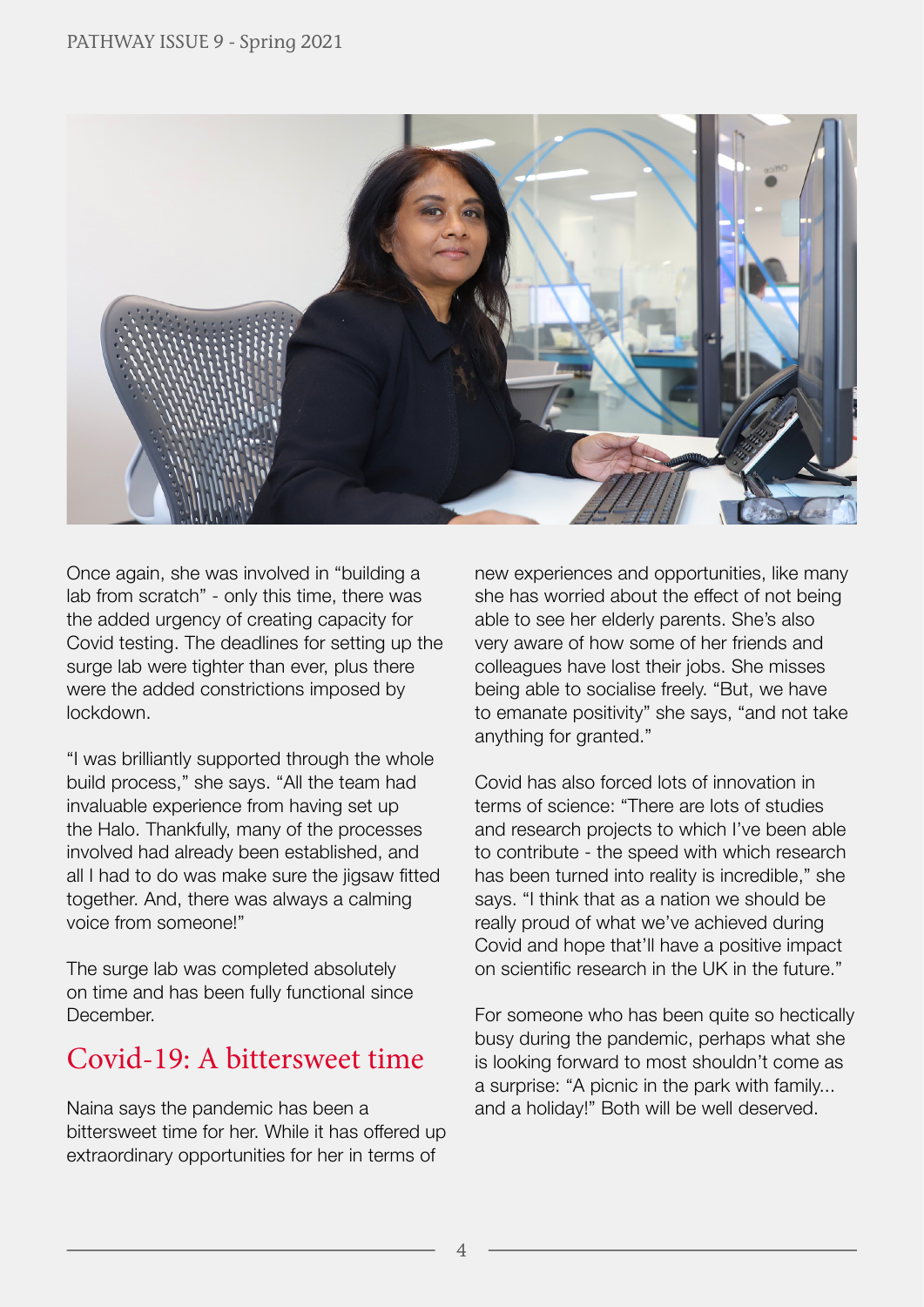Once again, she was involved in "building a lab from scratch" - only this time, there was the added urgency of creating capacity for Covid testing. The deadlines for setting up the surge lab were tighter than ever, plus there were the added constrictions imposed by lockdown.

"I was brilliantly supported through the whole build process," she says. "All the team had invaluable experience from having set up the Halo. Thankfully, many of the processes involved had already been established, and all I had to do was make sure the jigsaw fitted together. And, there was always a calming voice from someone!"

The surge lab was completed absolutely on time and has been fully functional since December.

## Covid-19: A bittersweet time

Naina says the pandemic has been a bittersweet time for her. While it has offered up extraordinary opportunities for her in terms of new experiences and opportunities, like many she has worried about the effect of not being able to see her elderly parents. She's also very aware of how some of her friends and colleagues have lost their jobs. She misses being able to socialise freely. "But, we have to emanate positivity" she says, "and not take anything for granted."

Covid has also forced lots of innovation in terms of science: "There are lots of studies and research projects to which I've been able to contribute - the speed with which research has been turned into reality is incredible," she says. "I think that as a nation we should be really proud of what we've achieved during Covid and hope that'll have a positive impact on scientific research in the UK in the future."

For someone who has been quite so hectically busy during the pandemic, perhaps what she is looking forward to most shouldn't come as a surprise: "A picnic in the park with family... and a holiday!" Both will be well deserved.